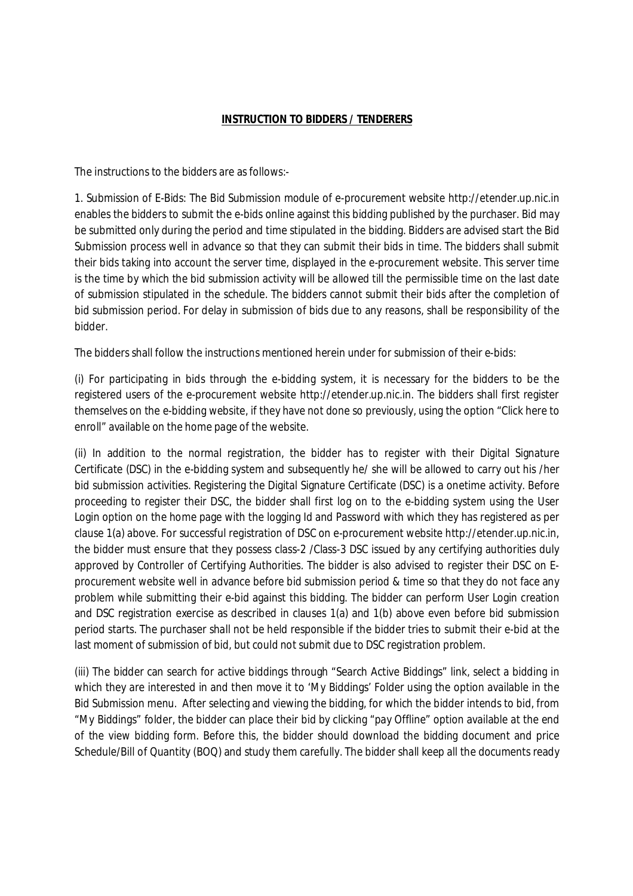**INSTRUCTION TO BIDDERS / TENDERERS**

The instructions to the bidders are as follows:-

1. Submission of E-Bids: The Bid Submission module of e-procurement website http://etender.up.nic.in enables the bidders to submit the e-bids online against this bidding published by the purchaser. Bid may be submitted only during the period and time stipulated in the bidding. Bidders are advised start the Bid Submission process well in advance so that they can submit their bids in time. The bidders shall submit their bids taking into account the server time, displayed in the e-procurement website. This server time is the time by which the bid submission activity will be allowed till the permissible time on the last date of submission stipulated in the schedule. The bidders cannot submit their bids after the completion of bid submission period. For delay in submission of bids due to any reasons, shall be responsibility of the bidder.

The bidders shall follow the instructions mentioned herein under for submission of their e-bids:

(i) For participating in bids through the e-bidding system, it is necessary for the bidders to be the registered users of the e-procurement website http://etender.up.nic.in. The bidders shall first register themselves on the e-bidding website, if they have not done so previously, using the option "Click here to enroll" available on the home page of the website.

(ii) In addition to the normal registration, the bidder has to register with their Digital Signature Certificate (DSC) in the e-bidding system and subsequently he/ she will be allowed to carry out his /her bid submission activities. Registering the Digital Signature Certificate (DSC) is a onetime activity. Before proceeding to register their DSC, the bidder shall first log on to the e-bidding system using the User Login option on the home page with the logging Id and Password with which they has registered as per clause 1(a) above. For successful registration of DSC on e-procurement website http://etender.up.nic.in, the bidder must ensure that they possess class-2 /Class-3 DSC issued by any certifying authorities duly approved by Controller of Certifying Authorities. The bidder is also advised to register their DSC on E-procurement website well in advance before bid submission period & time so that they do not face any problem while submitting their e-bid against this bidding. The bidder can perform User Login creation and DSC registration exercise as described in clauses 1(a) and 1(b) above even before bid submission period starts. The purchaser shall not be held responsible if the bidder tries to submit their e-bid at the last moment of submission of bid, but could not submit due to DSC registration problem.

(iii) The bidder can search for active biddings through "Search Active Biddings" link, select a bidding in which they are interested in and then move it to 'My Biddings' Folder using the option available in the Bid Submission menu. After selecting and viewing the bidding, for which the bidder intends to bid, from "My Biddings" folder, the bidder can place their bid by clicking "pay Offline" option available at the end of the view bidding form. Before this, the bidder should download the bidding document and price Schedule/Bill of Quantity (BOQ) and study them carefully. The bidder shall keep all the documents ready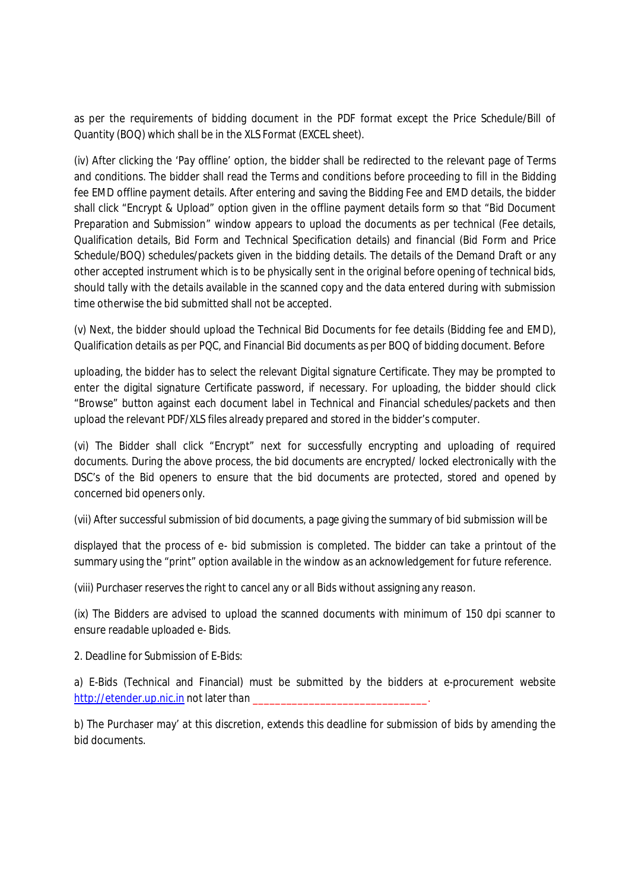as per the requirements of bidding document in the PDF format except the Price Schedule/Bill of Quantity (BOQ) which shall be in the XLS Format (EXCEL sheet).

(iv) After clicking the 'Pay offline' option, the bidder shall be redirected to the relevant page of Terms and conditions. The bidder shall read the Terms and conditions before proceeding to fill in the Bidding fee EMD offline payment details. After entering and saving the Bidding Fee and EMD details, the bidder shall click "Encrypt & Upload" option given in the offline payment details form so that "Bid Document Preparation and Submission" window appears to upload the documents as per technical (Fee details, Qualification details, Bid Form and Technical Specification details) and financial (Bid Form and Price Schedule/BOQ) schedules/packets given in the bidding details. The details of the Demand Draft or any other accepted instrument which is to be physically sent in the original before opening of technical bids, should tally with the details available in the scanned copy and the data entered during with submission time otherwise the bid submitted shall not be accepted.

(v) Next, the bidder should upload the Technical Bid Documents for fee details (Bidding fee and EMD), Qualification details as per PQC, and Financial Bid documents as per BOQ of bidding document. Before

uploading, the bidder has to select the relevant Digital signature Certificate. They may be prompted to enter the digital signature Certificate password, if necessary. For uploading, the bidder should click "Browse" button against each document label in Technical and Financial schedules/packets and then upload the relevant PDF/XLS files already prepared and stored in the bidder's computer.

(vi) The Bidder shall click "Encrypt" next for successfully encrypting and uploading of required documents. During the above process, the bid documents are encrypted/ locked electronically with the DSC's of the Bid openers to ensure that the bid documents are protected, stored and opened by concerned bid openers only.

(vii) After successful submission of bid documents, a page giving the summary of bid submission will be

displayed that the process of e- bid submission is completed. The bidder can take a printout of the summary using the "print" option available in the window as an acknowledgement for future reference.

(viii) Purchaser reserves the right to cancel any or all Bids without assigning any reason.

(ix) The Bidders are advised to upload the scanned documents with minimum of 150 dpi scanner to ensure readable uploaded e- Bids.

2. Deadline for Submission of E-Bids:

a) E-Bids (Technical and Financial) must be submitted by the bidders at e-procurement website http://etender.up.nic.in not later than ______________________________.

b) The Purchaser may' at this discretion, extends this deadline for submission of bids by amending the bid documents.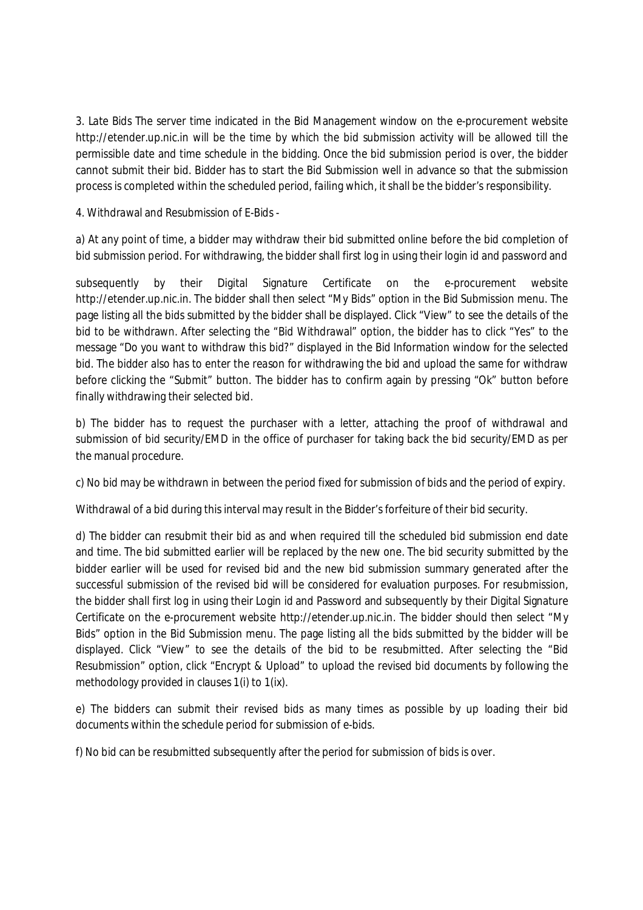3. Late Bids The server time indicated in the Bid Management window on the e-procurement website http://etender.up.nic.in will be the time by which the bid submission activity will be allowed till the permissible date and time schedule in the bidding. Once the bid submission period is over, the bidder cannot submit their bid. Bidder has to start the Bid Submission well in advance so that the submission process is completed within the scheduled period, failing which, it shall be the bidder's responsibility.

4. Withdrawal and Resubmission of E-Bids -

a) At any point of time, a bidder may withdraw their bid submitted online before the bid completion of bid submission period. For withdrawing, the bidder shall first log in using their login id and password and subsequently by their Digital Signature Certificate on the e-procurement website http://etender.up.nic.in. The bidder shall then select "My Bids" option in the Bid Submission menu. The page listing all the bids submitted by the bidder shall be displayed. Click "View" to see the details of the bid to be withdrawn. After selecting the "Bid Withdrawal" option, the bidder has to click "Yes" to the message "Do you want to withdraw this bid?" displayed in the Bid Information window for the selected bid. The bidder also has to enter the reason for withdrawing the bid and upload the same for withdraw before clicking the "Submit" button. The bidder has to confirm again by pressing "Ok" button before finally withdrawing their selected bid.

b) The bidder has to request the purchaser with a letter, attaching the proof of withdrawal and submission of bid security/EMD in the office of purchaser for taking back the bid security/EMD as per the manual procedure.

c) No bid may be withdrawn in between the period fixed for submission of bids and the period of expiry.

Withdrawal of a bid during this interval may result in the Bidder's forfeiture of their bid security.

d) The bidder can resubmit their bid as and when required till the scheduled bid submission end date and time. The bid submitted earlier will be replaced by the new one. The bid security submitted by the bidder earlier will be used for revised bid and the new bid submission summary generated after the successful submission of the revised bid will be considered for evaluation purposes. For resubmission, the bidder shall first log in using their Login id and Password and subsequently by their Digital Signature Certificate on the e-procurement website http://etender.up.nic.in. The bidder should then select "My Bids" option in the Bid Submission menu. The page listing all the bids submitted by the bidder will be displayed. Click "View" to see the details of the bid to be resubmitted. After selecting the "Bid Resubmission" option, click "Encrypt & Upload" to upload the revised bid documents by following the methodology provided in clauses 1(i) to 1(ix).

e) The bidders can submit their revised bids as many times as possible by up loading their bid documents within the schedule period for submission of e-bids.

f) No bid can be resubmitted subsequently after the period for submission of bids is over.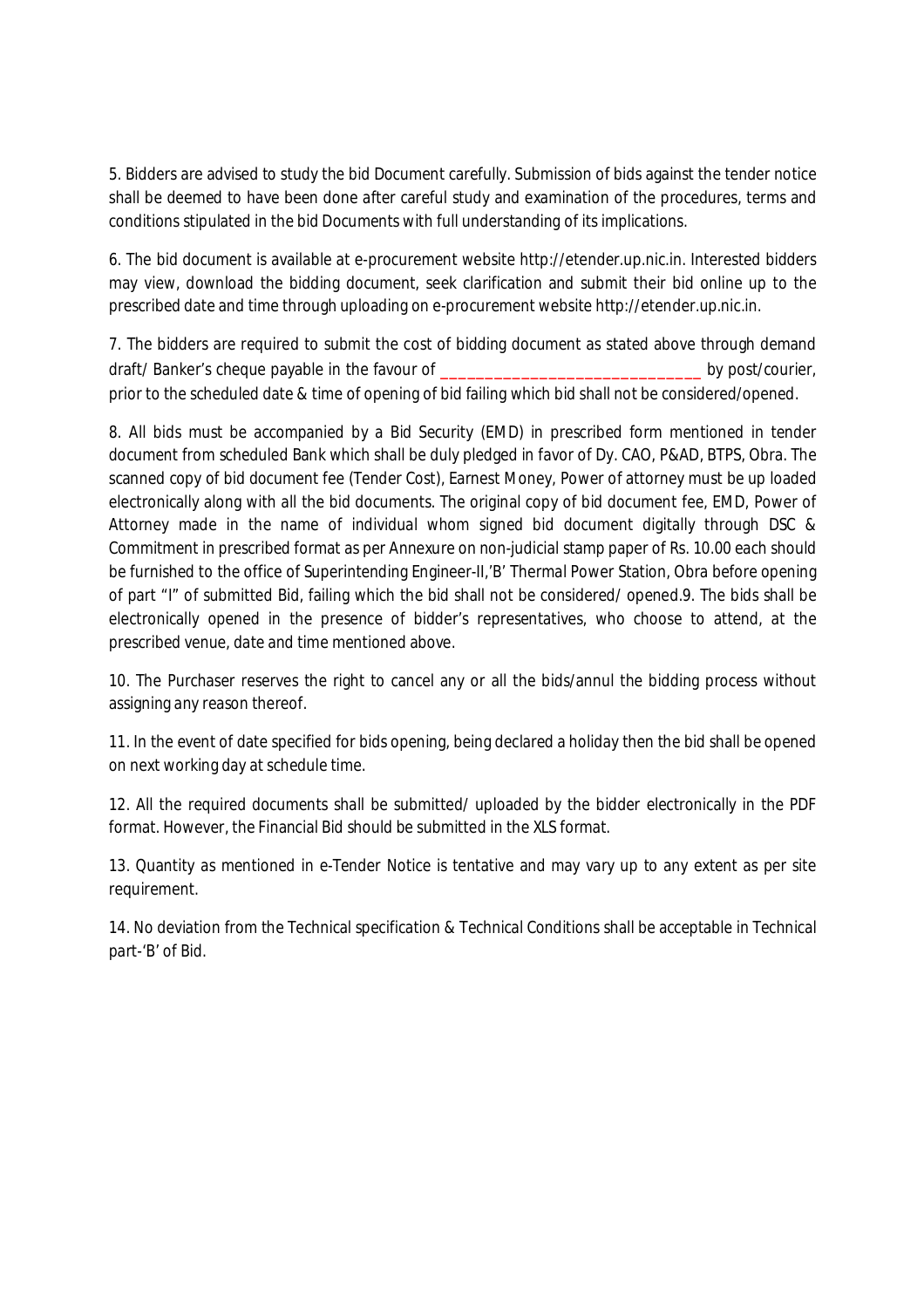5. Bidders are advised to study the bid Document carefully. Submission of bids against the tender notice shall be deemed to have been done after careful study and examination of the procedures, terms and conditions stipulated in the bid Documents with full understanding of its implications.

6. The bid document is available at e-procurement website http://etender.up.nic.in. Interested bidders may view, download the bidding document, seek clarification and submit their bid online up to the prescribed date and time through uploading on e-procurement website http://etender.up.nic.in.

7. The bidders are required to submit the cost of bidding document as stated above through demand draft/ Banker's cheque payable in the favour of ____________________________ by post/courier, prior to the scheduled date & time of opening of bid failing which bid shall not be considered/opened.

8. All bids must be accompanied by a Bid Security (EMD) in prescribed form mentioned in tender document from scheduled Bank which shall be duly pledged in favor of Dy. CAO, P&AD, BTPS, Obra. The scanned copy of bid document fee (Tender Cost), Earnest Money, Power of attorney must be up loaded electronically along with all the bid documents. The original copy of bid document fee, EMD, Power of Attorney made in the name of individual whom signed bid document digitally through DSC & Commitment in prescribed format as per Annexure on non-judicial stamp paper of Rs. 10.00 each should be furnished to the office of Superintending Engineer-II,'B' Thermal Power Station, Obra before opening of part "I" of submitted Bid, failing which the bid shall not be considered/ opened.9. The bids shall be electronically opened in the presence of bidder's representatives, who choose to attend, at the prescribed venue, date and time mentioned above.

10. The Purchaser reserves the right to cancel any or all the bids/annul the bidding process without assigning any reason thereof.

11. In the event of date specified for bids opening, being declared a holiday then the bid shall be opened on next working day at schedule time.

12. All the required documents shall be submitted/ uploaded by the bidder electronically in the PDF format. However, the Financial Bid should be submitted in the XLS format.

13. Quantity as mentioned in e-Tender Notice is tentative and may vary up to any extent as per site requirement.

14. No deviation from the Technical specification & Technical Conditions shall be acceptable in Technical part-'B' of Bid.